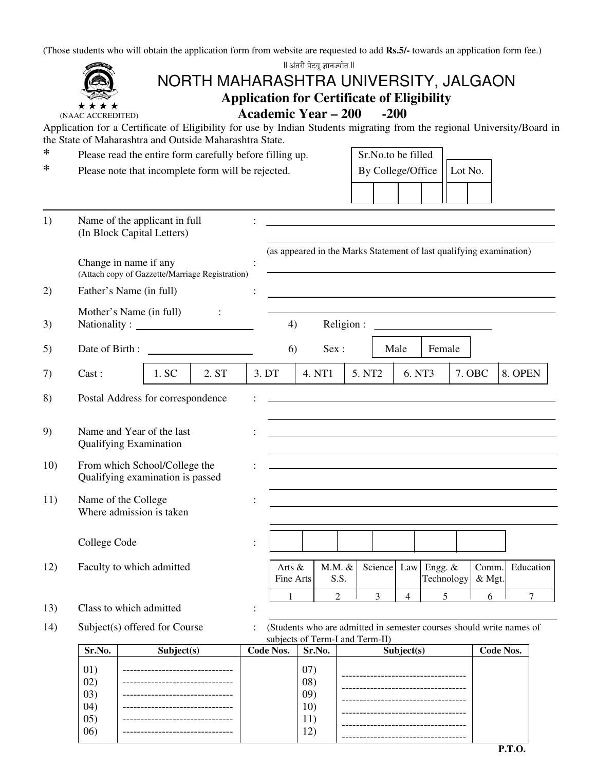(Those students who will obtain the application form from website are requested to add **Rs.5/-** towards an application form fee.)

॥ अंतरी पेटवू ज्ञानज्योत ॥

# NORTH MAHARASHTRA UNIVERSITY, JALGAON

## Application for Certificate of Eligibility

## Academic Year – 200 -200

★ ★ ★ ★
(NAAC ACCREDITED)

Application for a Certificate of Eligibility for use by Indian Students migrating from the regional University/Board in the State of Maharashtra and Outside Maharashtra State.

* Please read the entire form carefully before filling up.
* Please note that incomplete form will be rejected.

| Sr.No.to be filled By College/Office | | | | Lot No. | |
|---|---|---|---|---|---|
| | | | | | |

1) Name of the applicant in full (In Block Capital Letters) : ______________________________
(as appeared in the Marks Statement of last qualifying examination)

Change in name if any (Attach copy of Gazzette/Marriage Registration) : ______________________________

2) Father's Name (in full) : ______________________________

Mother's Name (in full) : ______________________________

3) Nationality : ______________ 4) Religion : ______________

5) Date of Birth : ______________ 6) Sex :

| Male | Female |
|---|---|

7) Cast :

| 1. SC | 2. ST | 3. DT | 4. NT1 | 5. NT2 | 6. NT3 | 7. OBC | 8. OPEN |
|---|---|---|---|---|---|---|---|

8) Postal Address for correspondence : ______________________________

9) Name and Year of the last Qualifying Examination : ______________________________

10) From which School/College the Qualifying examination is passed : ______________________________

11) Name of the College Where admission is taken : ______________________________

College Code :

| | | | | | | |
|---|---|---|---|---|---|---|

12) Faculty to which admitted

| Arts & Fine Arts | M.M. & S.S. | Science | Law | Engg. & Technology | Comm. & Mgt. | Education |
|---|---|---|---|---|---|---|
| 1 | 2 | 3 | 4 | 5 | 6 | 7 |

13) Class to which admitted : ______________________________

14) Subject(s) offered for Course : (Students who are admitted in semester courses should write names of subjects of Term-I and Term-II)

| Sr.No. | Subject(s) | Code Nos. | Sr.No. | Subject(s) | Code Nos. |
|---|---|---|---|---|---|
| 01) | ------------------------------- | | 07) | ----------------------------------- | |
| 02) | ------------------------------- | | 08) | ----------------------------------- | |
| 03) | ------------------------------- | | 09) | ----------------------------------- | |
| 04) | ------------------------------- | | 10) | ----------------------------------- | |
| 05) | ------------------------------- | | 11) | ----------------------------------- | |
| 06) | ------------------------------- | | 12) | ----------------------------------- | |

**P.T.O.**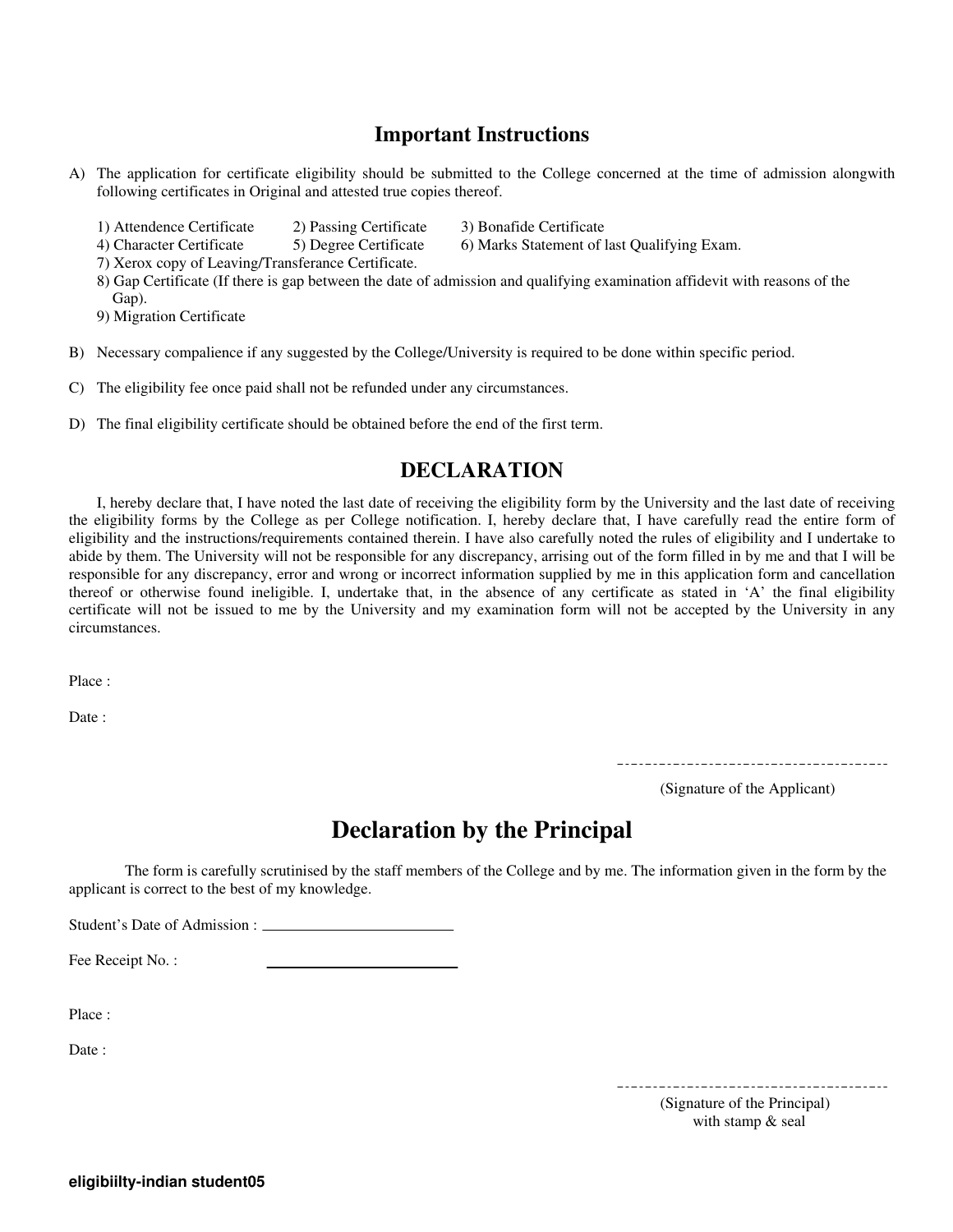## Important Instructions

A) The application for certificate eligibility should be submitted to the College concerned at the time of admission alongwith following certificates in Original and attested true copies thereof.

1) Attendence Certificate
2) Passing Certificate
3) Bonafide Certificate
4) Character Certificate
5) Degree Certificate
6) Marks Statement of last Qualifying Exam.
7) Xerox copy of Leaving/Transferance Certificate.
8) Gap Certificate (If there is gap between the date of admission and qualifying examination affidevit with reasons of the Gap).
9) Migration Certificate

B) Necessary compalience if any suggested by the College/University is required to be done within specific period.

C) The eligibility fee once paid shall not be refunded under any circumstances.

D) The final eligibility certificate should be obtained before the end of the first term.

## DECLARATION

I, hereby declare that, I have noted the last date of receiving the eligibility form by the University and the last date of receiving the eligibility forms by the College as per College notification. I, hereby declare that, I have carefully read the entire form of eligibility and the instructions/requirements contained therein. I have also carefully noted the rules of eligibility and I undertake to abide by them. The University will not be responsible for any discrepancy, arrising out of the form filled in by me and that I will be responsible for any discrepancy, error and wrong or incorrect information supplied by me in this application form and cancellation thereof or otherwise found ineligible. I, undertake that, in the absence of any certificate as stated in 'A' the final eligibility certificate will not be issued to me by the University and my examination form will not be accepted by the University in any circumstances.

Place :

Date :

---------------------------------------

(Signature of the Applicant)

## Declaration by the Principal

The form is carefully scrutinised by the staff members of the College and by me. The information given in the form by the applicant is correct to the best of my knowledge.

Student's Date of Admission : ________________________

Fee Receipt No. : ________________________

Place :

Date :

---------------------------------------

(Signature of the Principal)
with stamp & seal

eligibiilty-indian student05